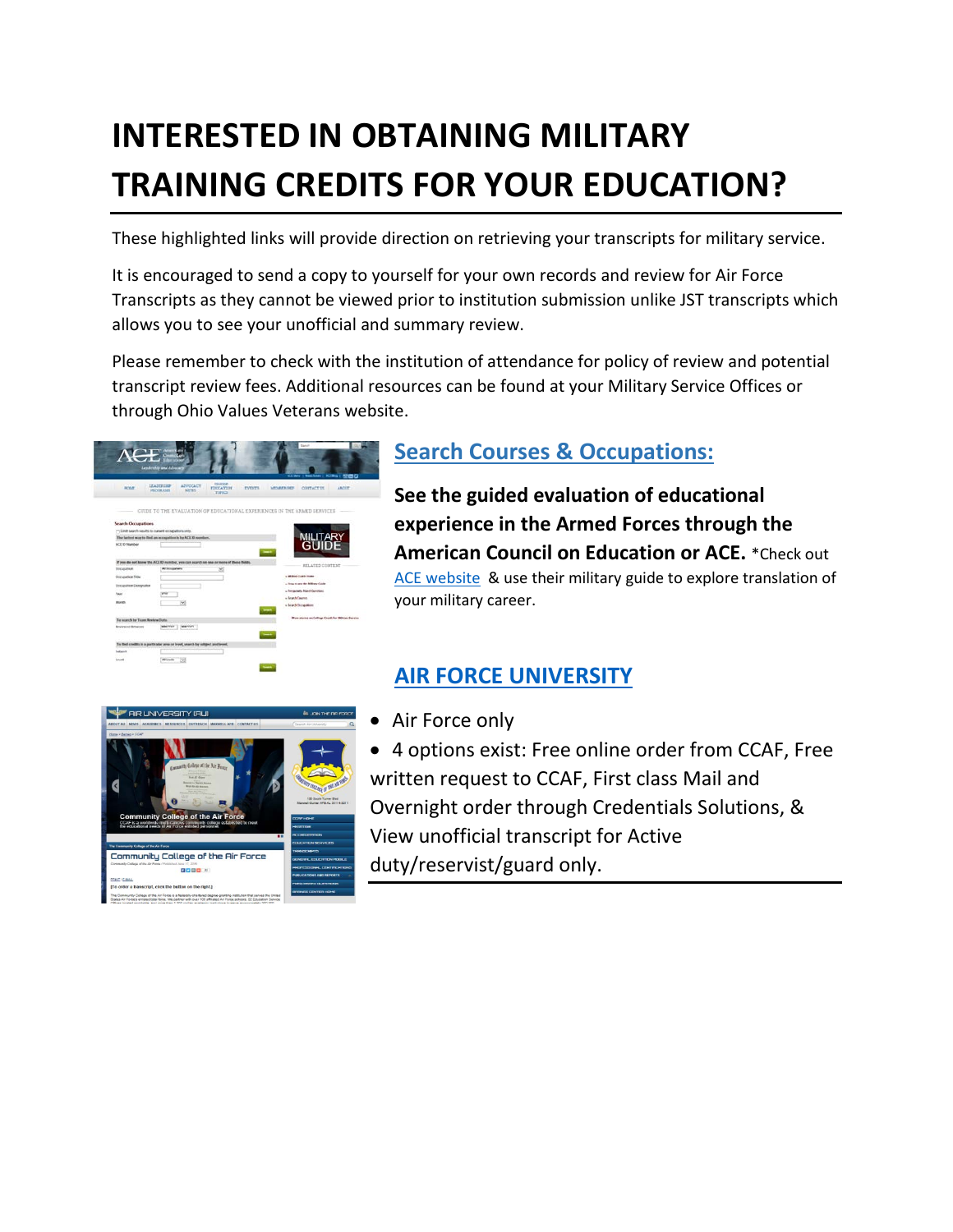# INTERESTED IN OBTAINING MILITARY TRAINING CREDITS FOR YOUR EDUCATION?

These highlighted links will provide direction on retrieving your transcripts for military service.

It is encouraged to send a copy to yourself for your own records and review for Air Force Transcripts as they cannot be viewed prior to institution submission unlike JST transcripts which allows you to see your unofficial and summary review.

Please remember to check with the institution of attendance for policy of review and potential transcript review fees. Additional resources can be found at your Military Service Offices or through Ohio Values Veterans website.

## Search Courses & Occupations:

**See the guided evaluation of educational experience in the Armed Forces through the American Council on Education or ACE.** *Check out ACE website & use their military guide to explore translation of your military career.

## AIR FORCE UNIVERSITY

- Air Force only
- 4 options exist: Free online order from CCAF, Free written request to CCAF, First class Mail and Overnight order through Credentials Solutions, & View unofficial transcript for Active duty/reservist/guard only.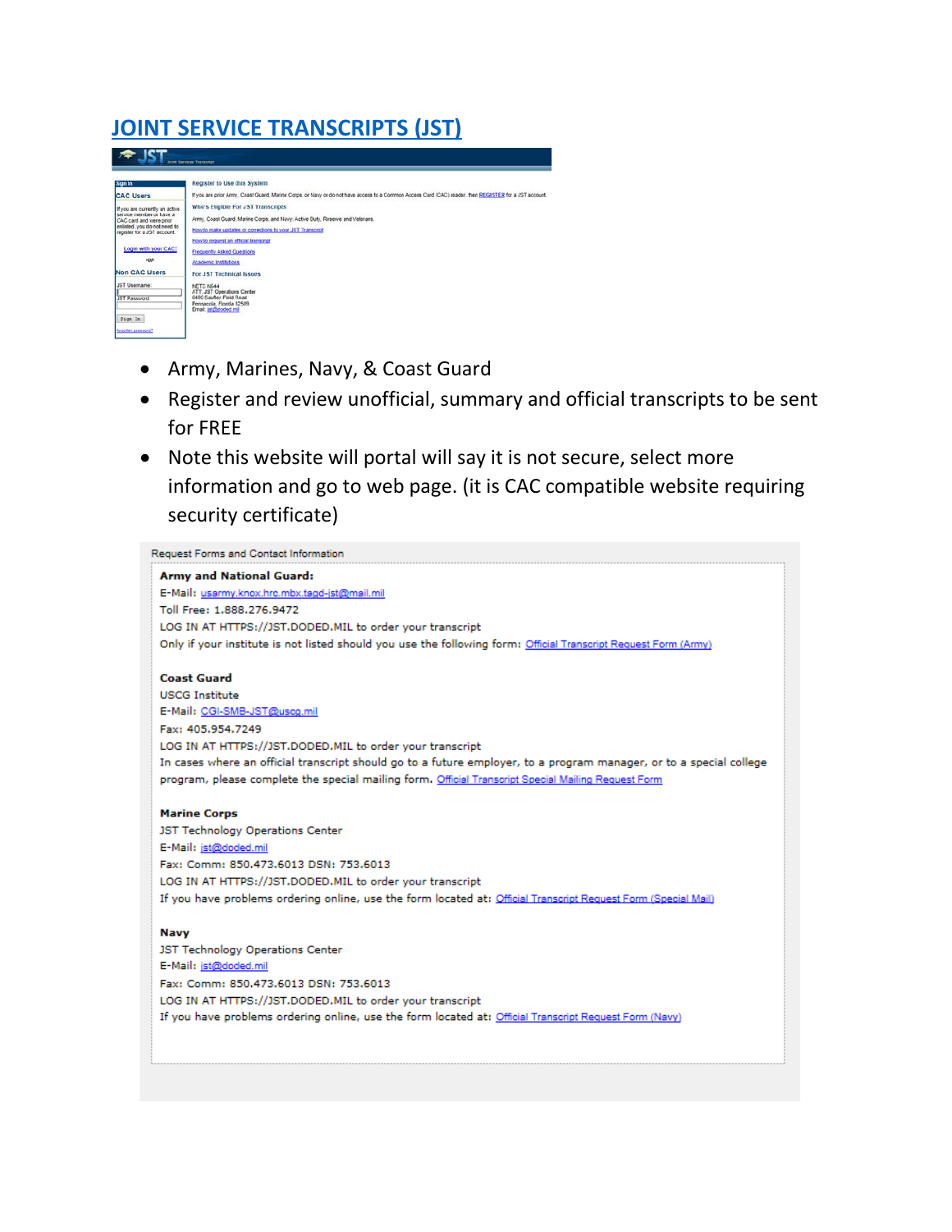## JOINT SERVICE TRANSCRIPTS (JST)

- Army, Marines, Navy, & Coast Guard
- Register and review unofficial, summary and official transcripts to be sent for FREE
- Note this website will portal will say it is not secure, select more information and go to web page. (it is CAC compatible website requiring security certificate)

Request Forms and Contact Information

**Army and National Guard:**
E-Mail: usarmy.knox.hrc.mbx.tagd-jst@mail.mil
Toll Free: 1.888.276.9472
LOG IN AT HTTPS://JST.DODED.MIL to order your transcript
Only if your institute is not listed should you use the following form: Official Transcript Request Form (Army)

**Coast Guard**
USCG Institute
E-Mail: CGI-SMB-JST@uscg.mil
Fax: 405.954.7249
LOG IN AT HTTPS://JST.DODED.MIL to order your transcript
In cases where an official transcript should go to a future employer, to a program manager, or to a special college program, please complete the special mailing form. Official Transcript Special Mailing Request Form

**Marine Corps**
JST Technology Operations Center
E-Mail: jst@doded.mil
Fax: Comm: 850.473.6013 DSN: 753.6013
LOG IN AT HTTPS://JST.DODED.MIL to order your transcript
If you have problems ordering online, use the form located at: Official Transcript Request Form (Special Mail)

**Navy**
JST Technology Operations Center
E-Mail: jst@doded.mil
Fax: Comm: 850.473.6013 DSN: 753.6013
LOG IN AT HTTPS://JST.DODED.MIL to order your transcript
If you have problems ordering online, use the form located at: Official Transcript Request Form (Navy)